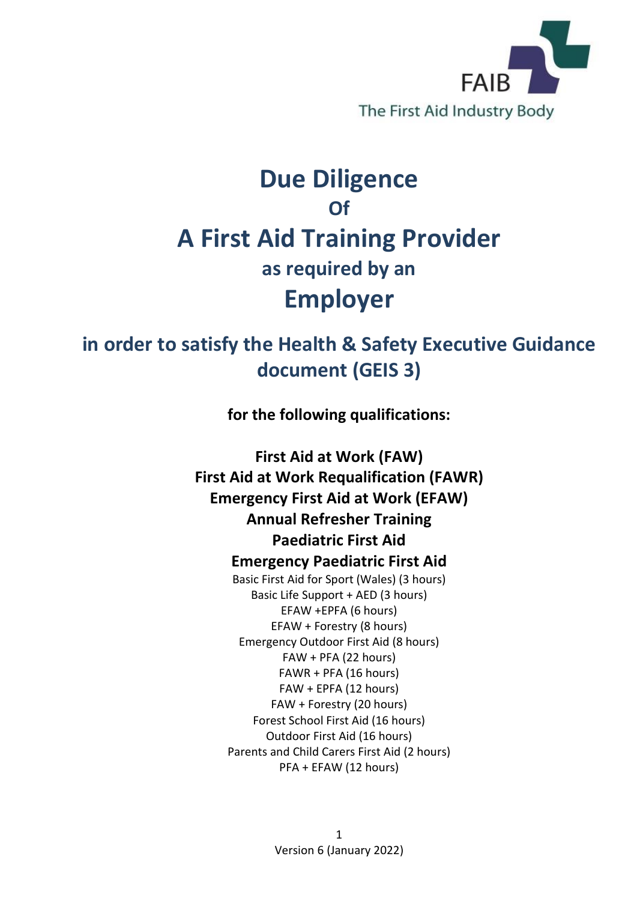FAIB

The First Aid Industry Body

# Due Diligence
## Of
# A First Aid Training Provider
## as required by an
# Employer

## in order to satisfy the Health & Safety Executive Guidance document (GEIS 3)

**for the following qualifications:**

**First Aid at Work (FAW)**
**First Aid at Work Requalification (FAWR)**
**Emergency First Aid at Work (EFAW)**
**Annual Refresher Training**
**Paediatric First Aid**
**Emergency Paediatric First Aid**

Basic First Aid for Sport (Wales) (3 hours)
Basic Life Support + AED (3 hours)
EFAW +EPFA (6 hours)
EFAW + Forestry (8 hours)
Emergency Outdoor First Aid (8 hours)
FAW + PFA (22 hours)
FAWR + PFA (16 hours)
FAW + EPFA (12 hours)
FAW + Forestry (20 hours)
Forest School First Aid (16 hours)
Outdoor First Aid (16 hours)
Parents and Child Carers First Aid (2 hours)
PFA + EFAW (12 hours)

Version 6 (January 2022)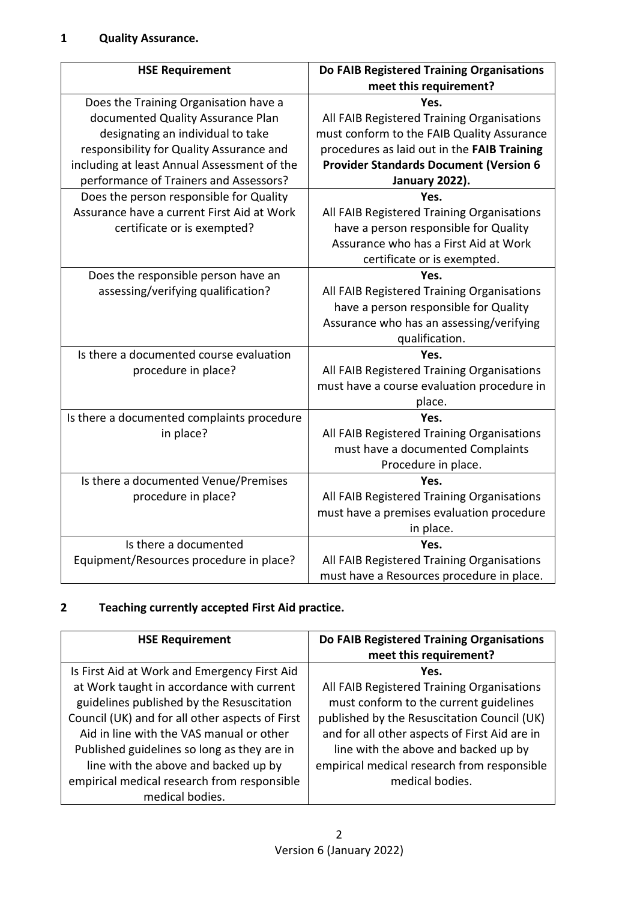## 1 Quality Assurance.

| HSE Requirement | Do FAIB Registered Training Organisations meet this requirement? |
|---|---|
| Does the Training Organisation have a documented Quality Assurance Plan designating an individual to take responsibility for Quality Assurance and including at least Annual Assessment of the performance of Trainers and Assessors? | **Yes.** All FAIB Registered Training Organisations must conform to the FAIB Quality Assurance procedures as laid out in the **FAIB Training Provider Standards Document (Version 6 January 2022).** |
| Does the person responsible for Quality Assurance have a current First Aid at Work certificate or is exempted? | **Yes.** All FAIB Registered Training Organisations have a person responsible for Quality Assurance who has a First Aid at Work certificate or is exempted. |
| Does the responsible person have an assessing/verifying qualification? | **Yes.** All FAIB Registered Training Organisations have a person responsible for Quality Assurance who has an assessing/verifying qualification. |
| Is there a documented course evaluation procedure in place? | **Yes.** All FAIB Registered Training Organisations must have a course evaluation procedure in place. |
| Is there a documented complaints procedure in place? | **Yes.** All FAIB Registered Training Organisations must have a documented Complaints Procedure in place. |
| Is there a documented Venue/Premises procedure in place? | **Yes.** All FAIB Registered Training Organisations must have a premises evaluation procedure in place. |
| Is there a documented Equipment/Resources procedure in place? | **Yes.** All FAIB Registered Training Organisations must have a Resources procedure in place. |

## 2 Teaching currently accepted First Aid practice.

| HSE Requirement | Do FAIB Registered Training Organisations meet this requirement? |
|---|---|
| Is First Aid at Work and Emergency First Aid at Work taught in accordance with current guidelines published by the Resuscitation Council (UK) and for all other aspects of First Aid in line with the VAS manual or other Published guidelines so long as they are in line with the above and backed up by empirical medical research from responsible medical bodies. | **Yes.** All FAIB Registered Training Organisations must conform to the current guidelines published by the Resuscitation Council (UK) and for all other aspects of First Aid are in line with the above and backed up by empirical medical research from responsible medical bodies. |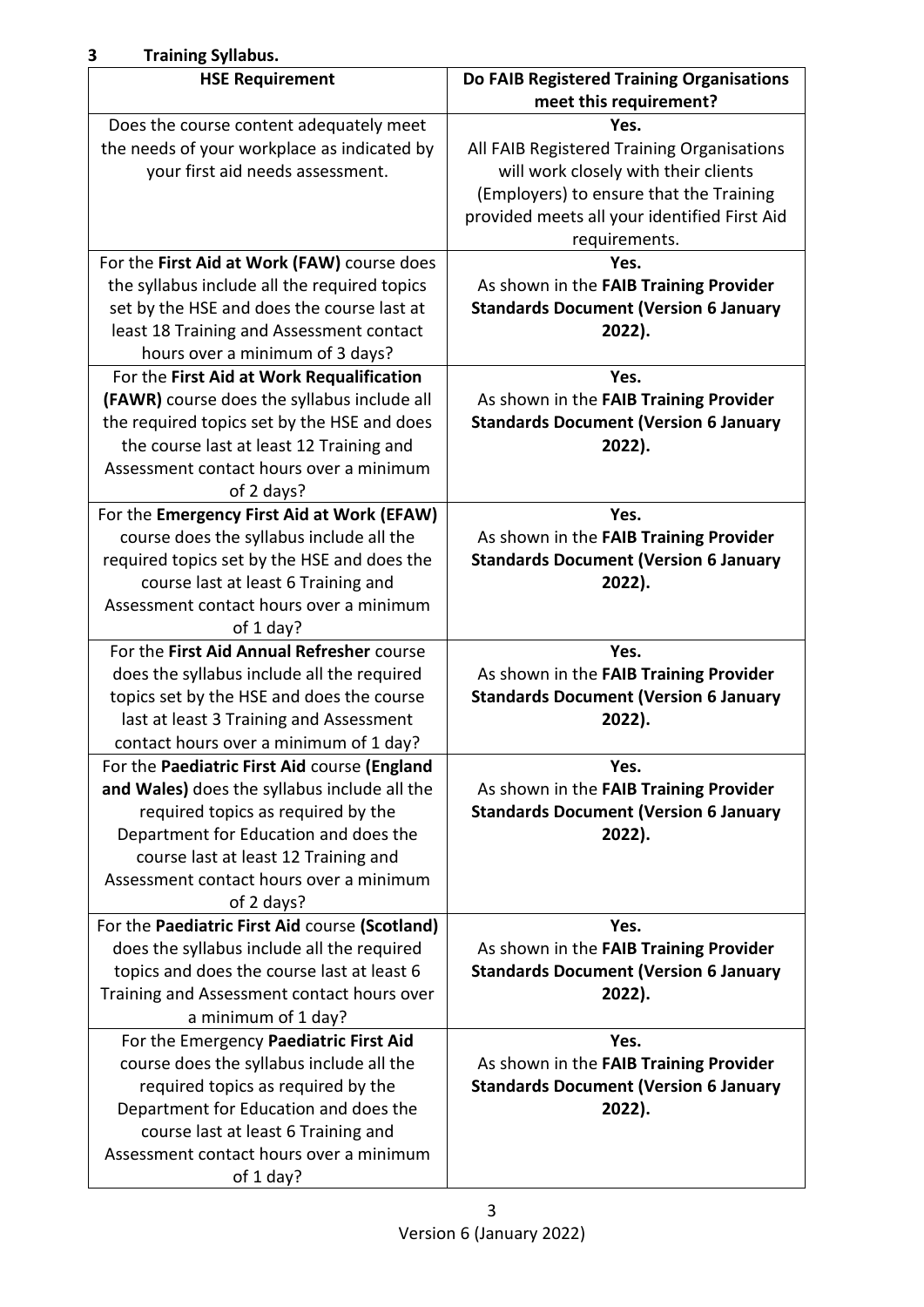## 3 Training Syllabus.

| HSE Requirement | Do FAIB Registered Training Organisations meet this requirement? |
|---|---|
| Does the course content adequately meet the needs of your workplace as indicated by your first aid needs assessment. | **Yes.** All FAIB Registered Training Organisations will work closely with their clients (Employers) to ensure that the Training provided meets all your identified First Aid requirements. |
| For the **First Aid at Work (FAW)** course does the syllabus include all the required topics set by the HSE and does the course last at least 18 Training and Assessment contact hours over a minimum of 3 days? | **Yes.** As shown in the **FAIB Training Provider Standards Document (Version 6 January 2022).** |
| For the **First Aid at Work Requalification (FAWR)** course does the syllabus include all the required topics set by the HSE and does the course last at least 12 Training and Assessment contact hours over a minimum of 2 days? | **Yes.** As shown in the **FAIB Training Provider Standards Document (Version 6 January 2022).** |
| For the **Emergency First Aid at Work (EFAW)** course does the syllabus include all the required topics set by the HSE and does the course last at least 6 Training and Assessment contact hours over a minimum of 1 day? | **Yes.** As shown in the **FAIB Training Provider Standards Document (Version 6 January 2022).** |
| For the **First Aid Annual Refresher** course does the syllabus include all the required topics set by the HSE and does the course last at least 3 Training and Assessment contact hours over a minimum of 1 day? | **Yes.** As shown in the **FAIB Training Provider Standards Document (Version 6 January 2022).** |
| For the **Paediatric First Aid** course **(England and Wales)** does the syllabus include all the required topics as required by the Department for Education and does the course last at least 12 Training and Assessment contact hours over a minimum of 2 days? | **Yes.** As shown in the **FAIB Training Provider Standards Document (Version 6 January 2022).** |
| For the **Paediatric First Aid** course **(Scotland)** does the syllabus include all the required topics and does the course last at least 6 Training and Assessment contact hours over a minimum of 1 day? | **Yes.** As shown in the **FAIB Training Provider Standards Document (Version 6 January 2022).** |
| For the Emergency **Paediatric First Aid** course does the syllabus include all the required topics as required by the Department for Education and does the course last at least 6 Training and Assessment contact hours over a minimum of 1 day? | **Yes.** As shown in the **FAIB Training Provider Standards Document (Version 6 January 2022).** |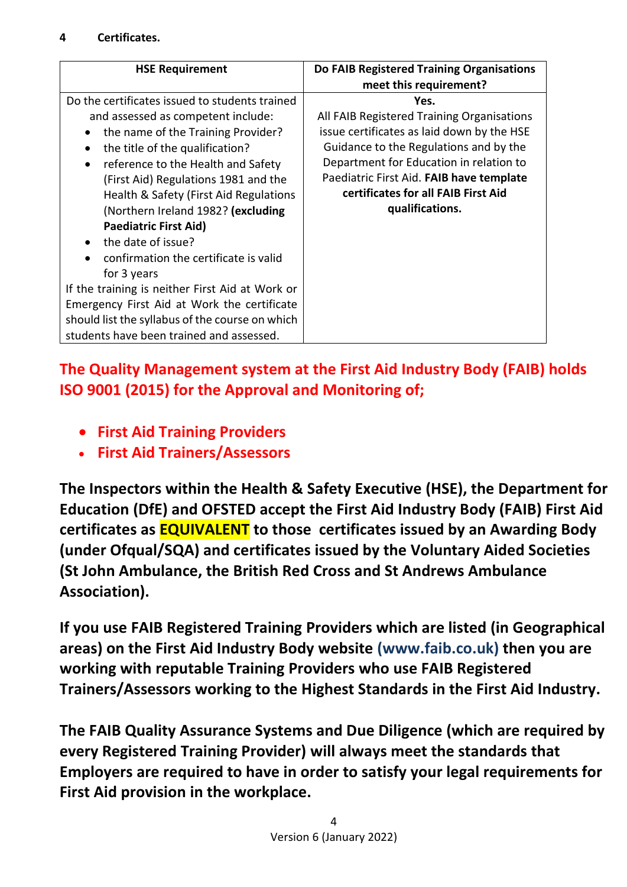## 4 Certificates.

| HSE Requirement | Do FAIB Registered Training Organisations meet this requirement? |
|---|---|
| Do the certificates issued to students trained and assessed as competent include:<br>• the name of the Training Provider?<br>• the title of the qualification?<br>• reference to the Health and Safety (First Aid) Regulations 1981 and the Health & Safety (First Aid Regulations (Northern Ireland 1982? **(excluding Paediatric First Aid)**<br>• the date of issue?<br>• confirmation the certificate is valid for 3 years<br>If the training is neither First Aid at Work or Emergency First Aid at Work the certificate should list the syllabus of the course on which students have been trained and assessed. | **Yes.**<br>All FAIB Registered Training Organisations issue certificates as laid down by the HSE Guidance to the Regulations and by the Department for Education in relation to Paediatric First Aid. **FAIB have template certificates for all FAIB First Aid qualifications.** |

**The Quality Management system at the First Aid Industry Body (FAIB) holds ISO 9001 (2015) for the Approval and Monitoring of;**

- **First Aid Training Providers**
- **First Aid Trainers/Assessors**

**The Inspectors within the Health & Safety Executive (HSE), the Department for Education (DfE) and OFSTED accept the First Aid Industry Body (FAIB) First Aid certificates as EQUIVALENT to those certificates issued by an Awarding Body (under Ofqual/SQA) and certificates issued by the Voluntary Aided Societies (St John Ambulance, the British Red Cross and St Andrews Ambulance Association).**

**If you use FAIB Registered Training Providers which are listed (in Geographical areas) on the First Aid Industry Body website (www.faib.co.uk) then you are working with reputable Training Providers who use FAIB Registered Trainers/Assessors working to the Highest Standards in the First Aid Industry.**

**The FAIB Quality Assurance Systems and Due Diligence (which are required by every Registered Training Provider) will always meet the standards that Employers are required to have in order to satisfy your legal requirements for First Aid provision in the workplace.**

Version 6 (January 2022)